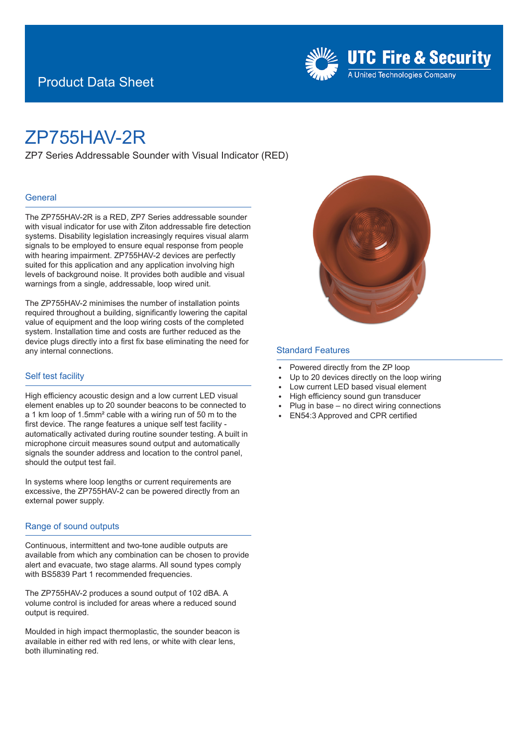Product Data Sheet

UTC Fire & Security
A United Technologies Company

# ZP755HAV-2R

ZP7 Series Addressable Sounder with Visual Indicator (RED)

## General

The ZP755HAV-2R is a RED, ZP7 Series addressable sounder with visual indicator for use with Ziton addressable fire detection systems. Disability legislation increasingly requires visual alarm signals to be employed to ensure equal response from people with hearing impairment. ZP755HAV-2 devices are perfectly suited for this application and any application involving high levels of background noise. It provides both audible and visual warnings from a single, addressable, loop wired unit.

The ZP755HAV-2 minimises the number of installation points required throughout a building, significantly lowering the capital value of equipment and the loop wiring costs of the completed system. Installation time and costs are further reduced as the device plugs directly into a first fix base eliminating the need for any internal connections.

## Self test facility

High efficiency acoustic design and a low current LED visual element enables up to 20 sounder beacons to be connected to a 1 km loop of 1.5mm² cable with a wiring run of 50 m to the first device. The range features a unique self test facility - automatically activated during routine sounder testing. A built in microphone circuit measures sound output and automatically signals the sounder address and location to the control panel, should the output test fail.

In systems where loop lengths or current requirements are excessive, the ZP755HAV-2 can be powered directly from an external power supply.

## Range of sound outputs

Continuous, intermittent and two-tone audible outputs are available from which any combination can be chosen to provide alert and evacuate, two stage alarms. All sound types comply with BS5839 Part 1 recommended frequencies.

The ZP755HAV-2 produces a sound output of 102 dBA. A volume control is included for areas where a reduced sound output is required.

Moulded in high impact thermoplastic, the sounder beacon is available in either red with red lens, or white with clear lens, both illuminating red.

## Standard Features

- Powered directly from the ZP loop
- Up to 20 devices directly on the loop wiring
- Low current LED based visual element
- High efficiency sound gun transducer
- Plug in base – no direct wiring connections
- EN54:3 Approved and CPR certified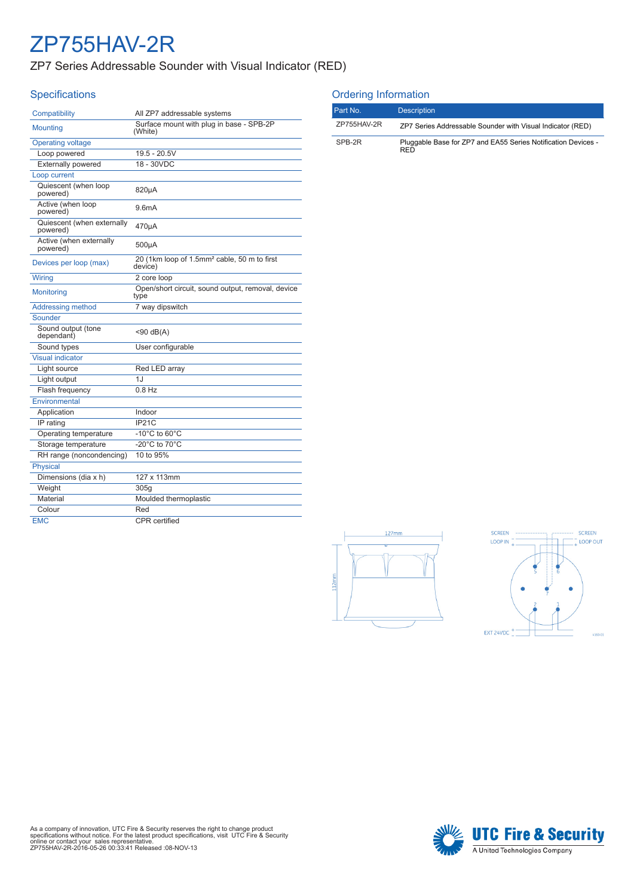# ZP755HAV-2R

ZP7 Series Addressable Sounder with Visual Indicator (RED)

## Specifications

| | |
|---|---|
| Compatibility | All ZP7 addressable systems |
| Mounting | Surface mount with plug in base - SPB-2P (White) |
| Operating voltage | |
| Loop powered | 19.5 - 20.5V |
| Externally powered | 18 - 30VDC |
| Loop current | |
| Quiescent (when loop powered) | 820µA |
| Active (when loop powered) | 9.6mA |
| Quiescent (when externally powered) | 470µA |
| Active (when externally powered) | 500µA |
| Devices per loop (max) | 20 (1km loop of 1.5mm² cable, 50 m to first device) |
| Wiring | 2 core loop |
| Monitoring | Open/short circuit, sound output, removal, device type |
| Addressing method | 7 way dipswitch |
| Sounder | |
| Sound output (tone dependant) | <90 dB(A) |
| Sound types | User configurable |
| Visual indicator | |
| Light source | Red LED array |
| Light output | 1J |
| Flash frequency | 0.8 Hz |
| Environmental | |
| Application | Indoor |
| IP rating | IP21C |
| Operating temperature | -10°C to 60°C |
| Storage temperature | -20°C to 70°C |
| RH range (noncondencing) | 10 to 95% |
| Physical | |
| Dimensions (dia x h) | 127 x 113mm |
| Weight | 305g |
| Material | Moulded thermoplastic |
| Colour | Red |
| EMC | CPR certified |

## Ordering Information

| Part No. | Description |
|---|---|
| ZP755HAV-2R | ZP7 Series Addressable Sounder with Visual Indicator (RED) |
| SPB-2R | Pluggable Base for ZP7 and EA55 Series Notification Devices - RED |

127mm

112mm

SCREEN

LOOP IN

SCREEN

LOOP OUT

5

6

7

2

3

EXT 24VDC

As a company of innovation, UTC Fire & Security reserves the right to change product specifications without notice. For the latest product specifications, visit UTC Fire & Security online or contact your sales representative.
ZP755HAV-2R-2016-05-26 00:33:41 Released :08-NOV-13

UTC Fire & Security
A United Technologies Company